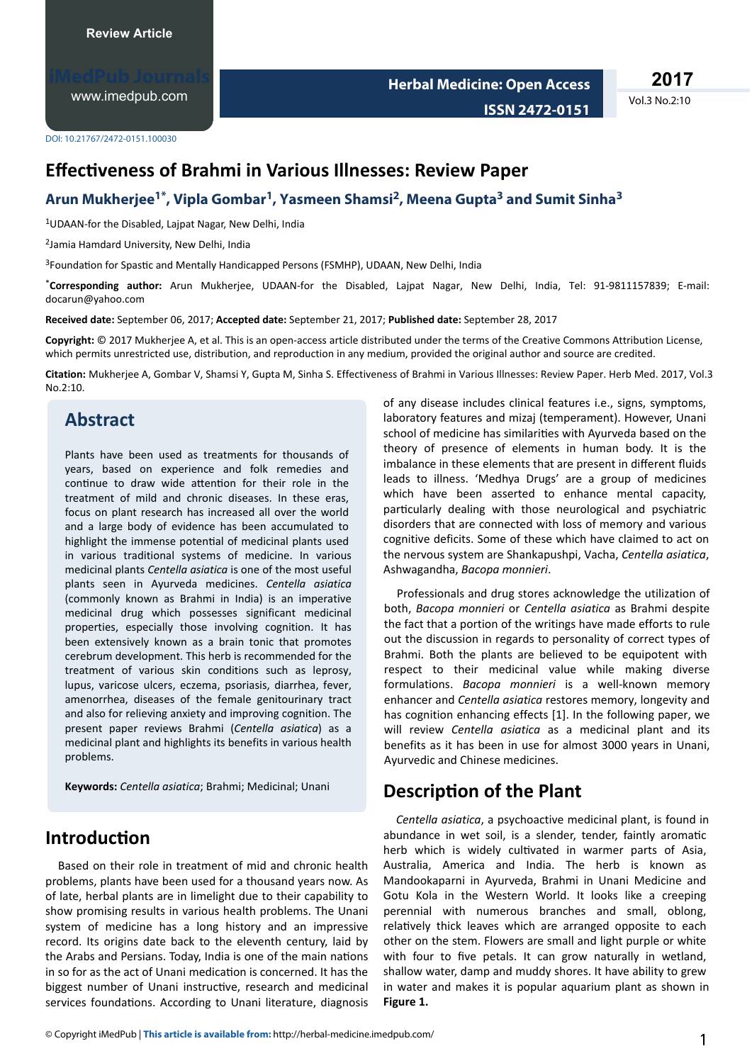Review Article

DOI: 10.21767/2472-0151.100030

# Effectiveness of Brahmi in Various Illnesses: Review Paper

**Arun Mukherjee[1*], Vipla Gombar[1], Yasmeen Shamsi[2], Meena Gupta[3] and Sumit Sinha[3]**

[1]UDAAN-for the Disabled, Lajpat Nagar, New Delhi, India

[2]Jamia Hamdard University, New Delhi, India

[3]Foundation for Spastic and Mentally Handicapped Persons (FSMHP), UDAAN, New Delhi, India

[*]**Corresponding author:** Arun Mukherjee, UDAAN-for the Disabled, Lajpat Nagar, New Delhi, India, Tel: 91-9811157839; E-mail: docarun@yahoo.com

**Received date:** September 06, 2017; **Accepted date:** September 21, 2017; **Published date:** September 28, 2017

**Copyright:** © 2017 Mukherjee A, et al. This is an open-access article distributed under the terms of the Creative Commons Attribution License, which permits unrestricted use, distribution, and reproduction in any medium, provided the original author and source are credited.

**Citation:** Mukherjee A, Gombar V, Shamsi Y, Gupta M, Sinha S. Effectiveness of Brahmi in Various Illnesses: Review Paper. Herb Med. 2017, Vol.3 No.2:10.

## Abstract

Plants have been used as treatments for thousands of years, based on experience and folk remedies and continue to draw wide attention for their role in the treatment of mild and chronic diseases. In these eras, focus on plant research has increased all over the world and a large body of evidence has been accumulated to highlight the immense potential of medicinal plants used in various traditional systems of medicine. In various medicinal plants *Centella asiatica* is one of the most useful plants seen in Ayurveda medicines. *Centella asiatica* (commonly known as Brahmi in India) is an imperative medicinal drug which possesses significant medicinal properties, especially those involving cognition. It has been extensively known as a brain tonic that promotes cerebrum development. This herb is recommended for the treatment of various skin conditions such as leprosy, lupus, varicose ulcers, eczema, psoriasis, diarrhea, fever, amenorrhea, diseases of the female genitourinary tract and also for relieving anxiety and improving cognition. The present paper reviews Brahmi (*Centella asiatica*) as a medicinal plant and highlights its benefits in various health problems.

**Keywords:** *Centella asiatica*; Brahmi; Medicinal; Unani

## Introduction

Based on their role in treatment of mid and chronic health problems, plants have been used for a thousand years now. As of late, herbal plants are in limelight due to their capability to show promising results in various health problems. The Unani system of medicine has a long history and an impressive record. Its origins date back to the eleventh century, laid by the Arabs and Persians. Today, India is one of the main nations in so for as the act of Unani medication is concerned. It has the biggest number of Unani instructive, research and medicinal services foundations. According to Unani literature, diagnosis of any disease includes clinical features i.e., signs, symptoms, laboratory features and mizaj (temperament). However, Unani school of medicine has similarities with Ayurveda based on the theory of presence of elements in human body. It is the imbalance in these elements that are present in different fluids leads to illness. 'Medhya Drugs' are a group of medicines which have been asserted to enhance mental capacity, particularly dealing with those neurological and psychiatric disorders that are connected with loss of memory and various cognitive deficits. Some of these which have claimed to act on the nervous system are Shankapushpi, Vacha, *Centella asiatica*, Ashwagandha, *Bacopa monnieri*.

Professionals and drug stores acknowledge the utilization of both, *Bacopa monnieri* or *Centella asiatica* as Brahmi despite the fact that a portion of the writings have made efforts to rule out the discussion in regards to personality of correct types of Brahmi. Both the plants are believed to be equipotent with respect to their medicinal value while making diverse formulations. *Bacopa monnieri* is a well-known memory enhancer and *Centella asiatica* restores memory, longevity and has cognition enhancing effects [1]. In the following paper, we will review *Centella asiatica* as a medicinal plant and its benefits as it has been in use for almost 3000 years in Unani, Ayurvedic and Chinese medicines.

## Description of the Plant

*Centella asiatica*, a psychoactive medicinal plant, is found in abundance in wet soil, is a slender, tender, faintly aromatic herb which is widely cultivated in warmer parts of Asia, Australia, America and India. The herb is known as Mandookaparni in Ayurveda, Brahmi in Unani Medicine and Gotu Kola in the Western World. It looks like a creeping perennial with numerous branches and small, oblong, relatively thick leaves which are arranged opposite to each other on the stem. Flowers are small and light purple or white with four to five petals. It can grow naturally in wetland, shallow water, damp and muddy shores. It have ability to grew in water and makes it is popular aquarium plant as shown in **Figure 1.**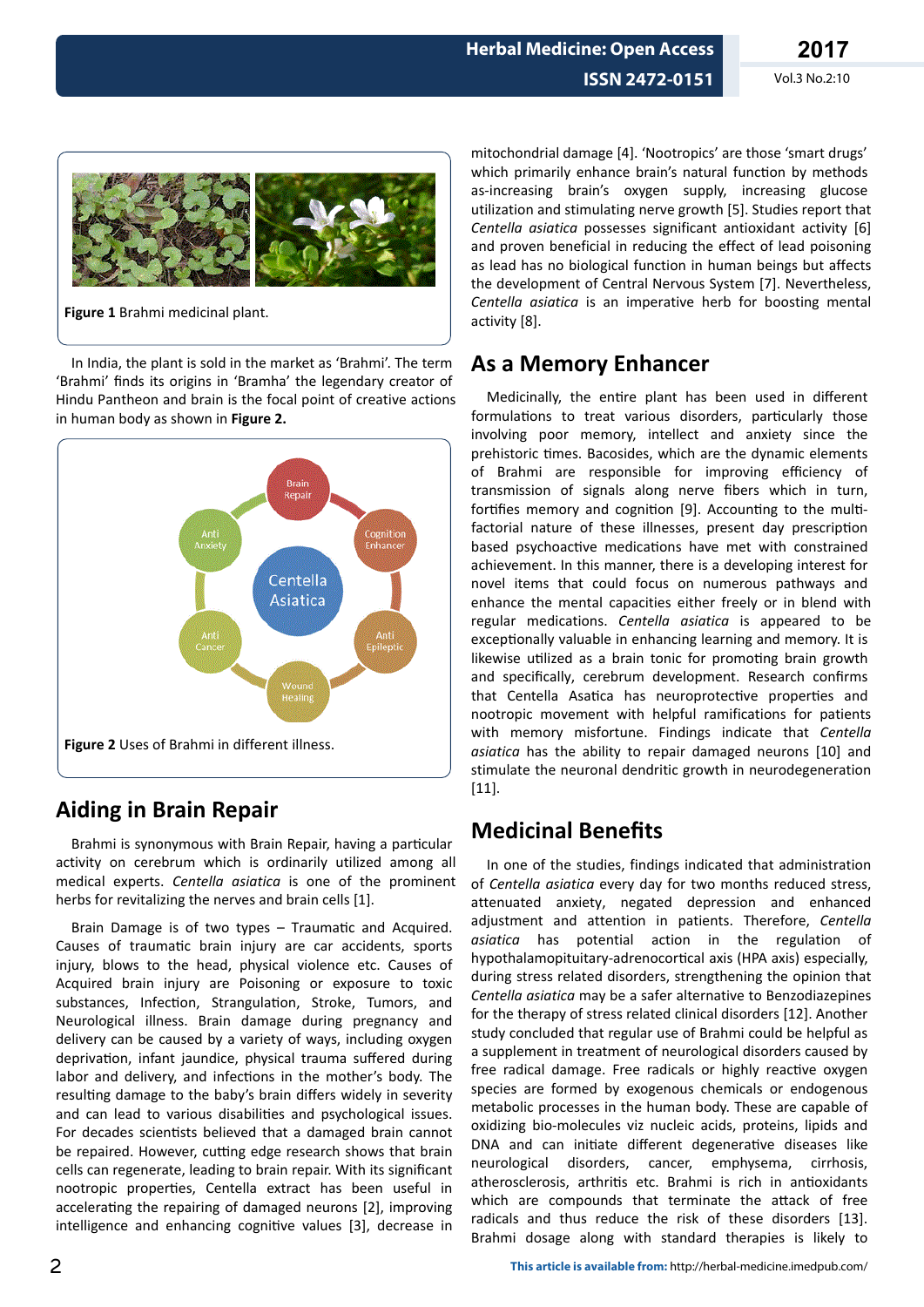**Figure 1** Brahmi medicinal plant.

In India, the plant is sold in the market as 'Brahmi'. The term 'Brahmi' finds its origins in 'Bramha' the legendary creator of Hindu Pantheon and brain is the focal point of creative actions in human body as shown in **Figure 2.**

**Figure 2** Uses of Brahmi in different illness.

## Aiding in Brain Repair

Brahmi is synonymous with Brain Repair, having a particular activity on cerebrum which is ordinarily utilized among all medical experts. *Centella asiatica* is one of the prominent herbs for revitalizing the nerves and brain cells [1].

Brain Damage is of two types – Traumatic and Acquired. Causes of traumatic brain injury are car accidents, sports injury, blows to the head, physical violence etc. Causes of Acquired brain injury are Poisoning or exposure to toxic substances, Infection, Strangulation, Stroke, Tumors, and Neurological illness. Brain damage during pregnancy and delivery can be caused by a variety of ways, including oxygen deprivation, infant jaundice, physical trauma suffered during labor and delivery, and infections in the mother's body. The resulting damage to the baby's brain differs widely in severity and can lead to various disabilities and psychological issues. For decades scientists believed that a damaged brain cannot be repaired. However, cutting edge research shows that brain cells can regenerate, leading to brain repair. With its significant nootropic properties, Centella extract has been useful in accelerating the repairing of damaged neurons [2], improving intelligence and enhancing cognitive values [3], decrease in mitochondrial damage [4]. 'Nootropics' are those 'smart drugs' which primarily enhance brain's natural function by methods as-increasing brain's oxygen supply, increasing glucose utilization and stimulating nerve growth [5]. Studies report that *Centella asiatica* possesses significant antioxidant activity [6] and proven beneficial in reducing the effect of lead poisoning as lead has no biological function in human beings but affects the development of Central Nervous System [7]. Nevertheless, *Centella asiatica* is an imperative herb for boosting mental activity [8].

## As a Memory Enhancer

Medicinally, the entire plant has been used in different formulations to treat various disorders, particularly those involving poor memory, intellect and anxiety since the prehistoric times. Bacosides, which are the dynamic elements of Brahmi are responsible for improving efficiency of transmission of signals along nerve fibers which in turn, fortifies memory and cognition [9]. Accounting to the multi-factorial nature of these illnesses, present day prescription based psychoactive medications have met with constrained achievement. In this manner, there is a developing interest for novel items that could focus on numerous pathways and enhance the mental capacities either freely or in blend with regular medications. *Centella asiatica* is appeared to be exceptionally valuable in enhancing learning and memory. It is likewise utilized as a brain tonic for promoting brain growth and specifically, cerebrum development. Research confirms that Centella Asatica has neuroprotective properties and nootropic movement with helpful ramifications for patients with memory misfortune. Findings indicate that *Centella asiatica* has the ability to repair damaged neurons [10] and stimulate the neuronal dendritic growth in neurodegeneration [11].

## Medicinal Benefits

In one of the studies, findings indicated that administration of *Centella asiatica* every day for two months reduced stress, attenuated anxiety, negated depression and enhanced adjustment and attention in patients. Therefore, *Centella asiatica* has potential action in the regulation of hypothalamopituitary-adrenocortical axis (HPA axis) especially, during stress related disorders, strengthening the opinion that *Centella asiatica* may be a safer alternative to Benzodiazepines for the therapy of stress related clinical disorders [12]. Another study concluded that regular use of Brahmi could be helpful as a supplement in treatment of neurological disorders caused by free radical damage. Free radicals or highly reactive oxygen species are formed by exogenous chemicals or endogenous metabolic processes in the human body. These are capable of oxidizing bio-molecules viz nucleic acids, proteins, lipids and DNA and can initiate different degenerative diseases like neurological disorders, cancer, emphysema, cirrhosis, atherosclerosis, arthritis etc. Brahmi is rich in antioxidants which are compounds that terminate the attack of free radicals and thus reduce the risk of these disorders [13]. Brahmi dosage along with standard therapies is likely to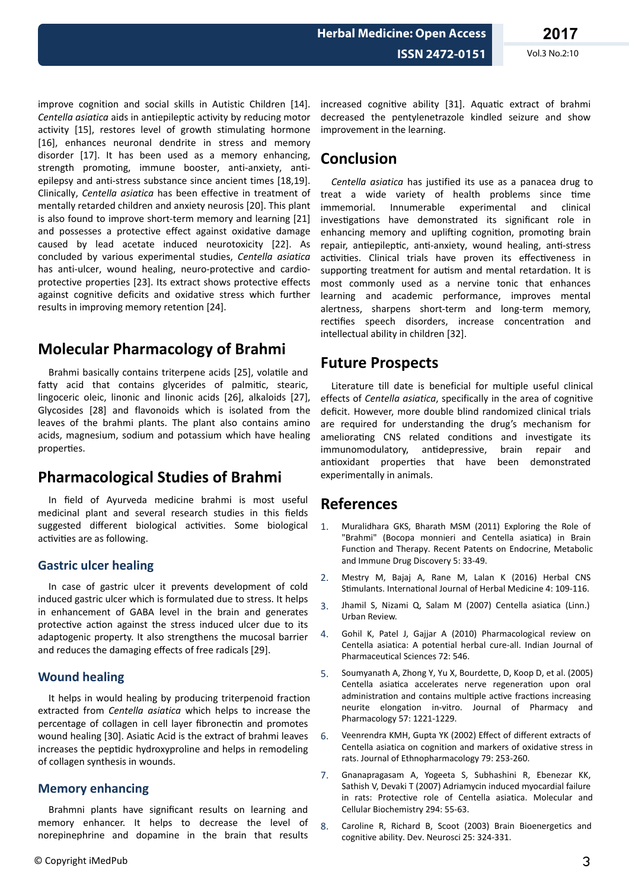improve cognition and social skills in Autistic Children [14]. *Centella asiatica* aids in antiepileptic activity by reducing motor activity [15], restores level of growth stimulating hormone [16], enhances neuronal dendrite in stress and memory disorder [17]. It has been used as a memory enhancing, strength promoting, immune booster, anti-anxiety, anti-epilepsy and anti-stress substance since ancient times [18,19]. Clinically, *Centella asiatica* has been effective in treatment of mentally retarded children and anxiety neurosis [20]. This plant is also found to improve short-term memory and learning [21] and possesses a protective effect against oxidative damage caused by lead acetate induced neurotoxicity [22]. As concluded by various experimental studies, *Centella asiatica* has anti-ulcer, wound healing, neuro-protective and cardio-protective properties [23]. Its extract shows protective effects against cognitive deficits and oxidative stress which further results in improving memory retention [24].

## Molecular Pharmacology of Brahmi

Brahmi basically contains triterpene acids [25], volatile and fatty acid that contains glycerides of palmitic, stearic, lingoceric oleic, linonic and linonic acids [26], alkaloids [27], Glycosides [28] and flavonoids which is isolated from the leaves of the brahmi plants. The plant also contains amino acids, magnesium, sodium and potassium which have healing properties.

## Pharmacological Studies of Brahmi

In field of Ayurveda medicine brahmi is most useful medicinal plant and several research studies in this fields suggested different biological activities. Some biological activities are as following.

### Gastric ulcer healing

In case of gastric ulcer it prevents development of cold induced gastric ulcer which is formulated due to stress. It helps in enhancement of GABA level in the brain and generates protective action against the stress induced ulcer due to its adaptogenic property. It also strengthens the mucosal barrier and reduces the damaging effects of free radicals [29].

### Wound healing

It helps in would healing by producing triterpenoid fraction extracted from *Centella asiatica* which helps to increase the percentage of collagen in cell layer fibronectin and promotes wound healing [30]. Asiatic Acid is the extract of brahmi leaves increases the peptidic hydroxyproline and helps in remodeling of collagen synthesis in wounds.

### Memory enhancing

Brahmni plants have significant results on learning and memory enhancer. It helps to decrease the level of norepinephrine and dopamine in the brain that results increased cognitive ability [31]. Aquatic extract of brahmi decreased the pentylenetrazole kindled seizure and show improvement in the learning.

## Conclusion

*Centella asiatica* has justified its use as a panacea drug to treat a wide variety of health problems since time immemorial. Innumerable experimental and clinical investigations have demonstrated its significant role in enhancing memory and uplifting cognition, promoting brain repair, antiepileptic, anti-anxiety, wound healing, anti-stress activities. Clinical trials have proven its effectiveness in supporting treatment for autism and mental retardation. It is most commonly used as a nervine tonic that enhances learning and academic performance, improves mental alertness, sharpens short-term and long-term memory, rectifies speech disorders, increase concentration and intellectual ability in children [32].

## Future Prospects

Literature till date is beneficial for multiple useful clinical effects of *Centella asiatica*, specifically in the area of cognitive deficit. However, more double blind randomized clinical trials are required for understanding the drug's mechanism for ameliorating CNS related conditions and investigate its immunomodulatory, antidepressive, brain repair and antioxidant properties that have been demonstrated experimentally in animals.

## References

1. Muralidhara GKS, Bharath MSM (2011) Exploring the Role of "Brahmi" (Bocopa monnieri and Centella asiatica) in Brain Function and Therapy. Recent Patents on Endocrine, Metabolic and Immune Drug Discovery 5: 33-49.
2. Mestry M, Bajaj A, Rane M, Lalan K (2016) Herbal CNS Stimulants. International Journal of Herbal Medicine 4: 109-116.
3. Jhamil S, Nizami Q, Salam M (2007) Centella asiatica (Linn.) Urban Review.
4. Gohil K, Patel J, Gajjar A (2010) Pharmacological review on Centella asiatica: A potential herbal cure-all. Indian Journal of Pharmaceutical Sciences 72: 546.
5. Soumyanath A, Zhong Y, Yu X, Bourdette, D, Koop D, et al. (2005) Centella asiatica accelerates nerve regeneration upon oral administration and contains multiple active fractions increasing neurite elongation in-vitro. Journal of Pharmacy and Pharmacology 57: 1221-1229.
6. Veenrendra KMH, Gupta YK (2002) Effect of different extracts of Centella asiatica on cognition and markers of oxidative stress in rats. Journal of Ethnopharmacology 79: 253-260.
7. Gnanapragasam A, Yogeeta S, Subhashini R, Ebenezar KK, Sathish V, Devaki T (2007) Adriamycin induced myocardial failure in rats: Protective role of Centella asiatica. Molecular and Cellular Biochemistry 294: 55-63.
8. Caroline R, Richard B, Scoot (2003) Brain Bioenergetics and cognitive ability. Dev. Neurosci 25: 324-331.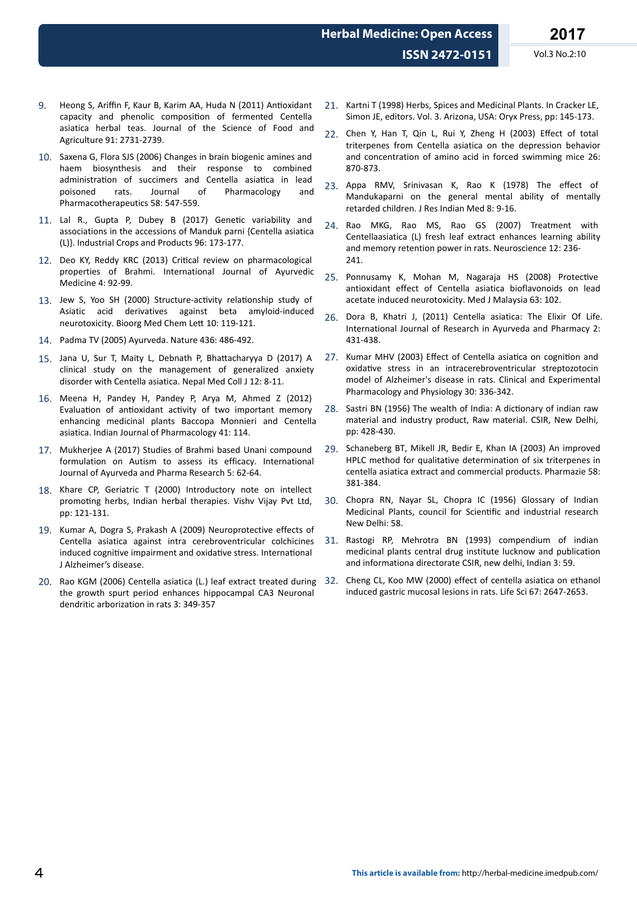9. Heong S, Ariffin F, Kaur B, Karim AA, Huda N (2011) Antioxidant capacity and phenolic composition of fermented Centella asiatica herbal teas. Journal of the Science of Food and Agriculture 91: 2731-2739.
10. Saxena G, Flora SJS (2006) Changes in brain biogenic amines and haem biosynthesis and their response to combined administration of succimers and Centella asiatica in lead poisoned rats. Journal of Pharmacology and Pharmacotherapeutics 58: 547-559.
11. Lal R., Gupta P, Dubey B (2017) Genetic variability and associations in the accessions of Manduk parni {Centella asiatica (L)}. Industrial Crops and Products 96: 173-177.
12. Deo KY, Reddy KRC (2013) Critical review on pharmacological properties of Brahmi. International Journal of Ayurvedic Medicine 4: 92-99.
13. Jew S, Yoo SH (2000) Structure-activity relationship study of Asiatic acid derivatives against beta amyloid-induced neurotoxicity. Bioorg Med Chem Lett 10: 119-121.
14. Padma TV (2005) Ayurveda. Nature 436: 486-492.
15. Jana U, Sur T, Maity L, Debnath P, Bhattacharyya D (2017) A clinical study on the management of generalized anxiety disorder with Centella asiatica. Nepal Med Coll J 12: 8-11.
16. Meena H, Pandey H, Pandey P, Arya M, Ahmed Z (2012) Evaluation of antioxidant activity of two important memory enhancing medicinal plants Baccopa Monnieri and Centella asiatica. Indian Journal of Pharmacology 41: 114.
17. Mukherjee A (2017) Studies of Brahmi based Unani compound formulation on Autism to assess its efficacy. International Journal of Ayurveda and Pharma Research 5: 62-64.
18. Khare CP, Geriatric T (2000) Introductory note on intellect promoting herbs, Indian herbal therapies. Vishv Vijay Pvt Ltd, pp: 121-131.
19. Kumar A, Dogra S, Prakash A (2009) Neuroprotective effects of Centella asiatica against intra cerebroventricular colchicines induced cognitive impairment and oxidative stress. International J Alzheimer's disease.
20. Rao KGM (2006) Centella asiatica (L.) leaf extract treated during the growth spurt period enhances hippocampal CA3 Neuronal dendritic arborization in rats 3: 349-357
21. Kartni T (1998) Herbs, Spices and Medicinal Plants. In Cracker LE, Simon JE, editors. Vol. 3. Arizona, USA: Oryx Press, pp: 145-173.
22. Chen Y, Han T, Qin L, Rui Y, Zheng H (2003) Effect of total triterpenes from Centella asiatica on the depression behavior and concentration of amino acid in forced swimming mice 26: 870-873.
23. Appa RMV, Srinivasan K, Rao K (1978) The effect of Mandukaparni on the general mental ability of mentally retarded children. J Res Indian Med 8: 9-16.
24. Rao MKG, Rao MS, Rao GS (2007) Treatment with Centellaasiatica (L) fresh leaf extract enhances learning ability and memory retention power in rats. Neuroscience 12: 236-241.
25. Ponnusamy K, Mohan M, Nagaraja HS (2008) Protective antioxidant effect of Centella asiatica bioflavonoids on lead acetate induced neurotoxicity. Med J Malaysia 63: 102.
26. Dora B, Khatri J, (2011) Centella asiatica: The Elixir Of Life. International Journal of Research in Ayurveda and Pharmacy 2: 431-438.
27. Kumar MHV (2003) Effect of Centella asiatica on cognition and oxidative stress in an intracerebroventricular streptozotocin model of Alzheimer's disease in rats. Clinical and Experimental Pharmacology and Physiology 30: 336-342.
28. Sastri BN (1956) The wealth of India: A dictionary of indian raw material and industry product, Raw material. CSIR, New Delhi, pp: 428-430.
29. Schaneberg BT, Mikell JR, Bedir E, Khan IA (2003) An improved HPLC method for qualitative determination of six triterpenes in centella asiatica extract and commercial products. Pharmazie 58: 381-384.
30. Chopra RN, Nayar SL, Chopra IC (1956) Glossary of Indian Medicinal Plants, council for Scientific and industrial research New Delhi: 58.
31. Rastogi RP, Mehrotra BN (1993) compendium of indian medicinal plants central drug institute lucknow and publication and informationa directorate CSIR, new delhi, Indian 3: 59.
32. Cheng CL, Koo MW (2000) effect of centella asiatica on ethanol induced gastric mucosal lesions in rats. Life Sci 67: 2647-2653.